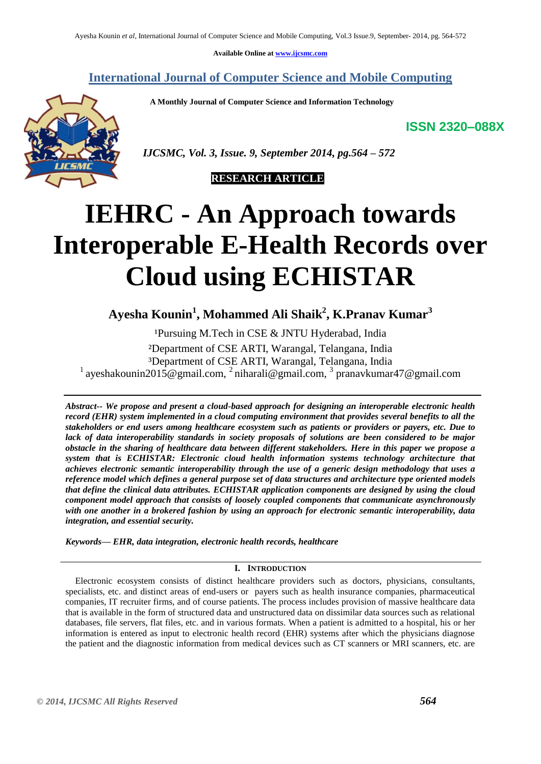Available Online at www.ijcsmc.com

**International Journal of Computer Science and Mobile Computing**

**A Monthly Journal of Computer Science and Information Technology**

**ISSN 2320–088X**

*IJCSMC, Vol. 3, Issue. 9, September 2014, pg.564 – 572*

**RESEARCH ARTICLE**

# IEHRC - An Approach towards Interoperable E-Health Records over Cloud using ECHISTAR

**Ayesha Kounin[1], Mohammed Ali Shaik[2], K.Pranav Kumar[3]**

[1]Pursuing M.Tech in CSE & JNTU Hyderabad, India
[2]Department of CSE ARTI, Warangal, Telangana, India
[3]Department of CSE ARTI, Warangal, Telangana, India
[1] ayeshakounin2015@gmail.com, [2] niharali@gmail.com, [3] pranavkumar47@gmail.com

***Abstract-- We propose and present a cloud-based approach for designing an interoperable electronic health record (EHR) system implemented in a cloud computing environment that provides several benefits to all the stakeholders or end users among healthcare ecosystem such as patients or providers or payers, etc. Due to lack of data interoperability standards in society proposals of solutions are been considered to be major obstacle in the sharing of healthcare data between different stakeholders. Here in this paper we propose a system that is ECHISTAR: Electronic cloud health information systems technology architecture that achieves electronic semantic interoperability through the use of a generic design methodology that uses a reference model which defines a general purpose set of data structures and architecture type oriented models that define the clinical data attributes. ECHISTAR application components are designed by using the cloud component model approach that consists of loosely coupled components that communicate asynchronously with one another in a brokered fashion by using an approach for electronic semantic interoperability, data integration, and essential security.***

***Keywords— EHR, data integration, electronic health records, healthcare***

## I. INTRODUCTION

Electronic ecosystem consists of distinct healthcare providers such as doctors, physicians, consultants, specialists, etc. and distinct areas of end-users or payers such as health insurance companies, pharmaceutical companies, IT recruiter firms, and of course patients. The process includes provision of massive healthcare data that is available in the form of structured data and unstructured data on dissimilar data sources such as relational databases, file servers, flat files, etc. and in various formats. When a patient is admitted to a hospital, his or her information is entered as input to electronic health record (EHR) systems after which the physicians diagnose the patient and the diagnostic information from medical devices such as CT scanners or MRI scanners, etc. are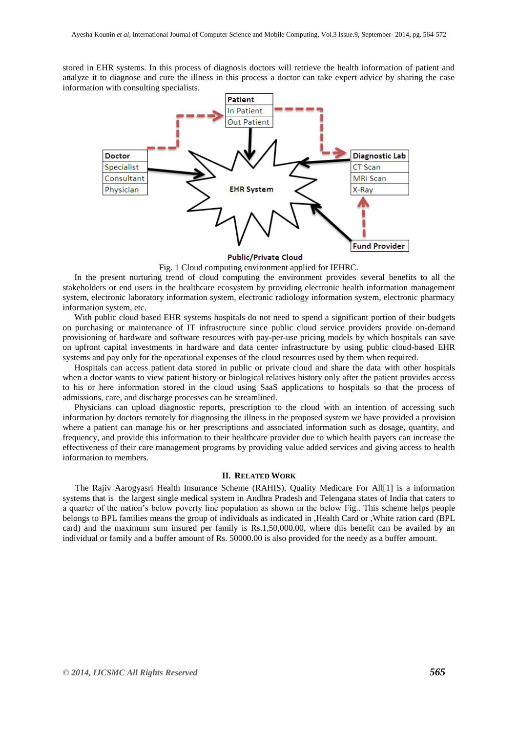stored in EHR systems. In this process of diagnosis doctors will retrieve the health information of patient and analyze it to diagnose and cure the illness in this process a doctor can take expert advice by sharing the case information with consulting specialists.

Fig. 1 Cloud computing environment applied for IEHRC.

In the present nurturing trend of cloud computing the environment provides several benefits to all the stakeholders or end users in the healthcare ecosystem by providing electronic health information management system, electronic laboratory information system, electronic radiology information system, electronic pharmacy information system, etc.

With public cloud based EHR systems hospitals do not need to spend a significant portion of their budgets on purchasing or maintenance of IT infrastructure since public cloud service providers provide on-demand provisioning of hardware and software resources with pay-per-use pricing models by which hospitals can save on upfront capital investments in hardware and data center infrastructure by using public cloud-based EHR systems and pay only for the operational expenses of the cloud resources used by them when required.

Hospitals can access patient data stored in public or private cloud and share the data with other hospitals when a doctor wants to view patient history or biological relatives history only after the patient provides access to his or here information stored in the cloud using SaaS applications to hospitals so that the process of admissions, care, and discharge processes can be streamlined.

Physicians can upload diagnostic reports, prescription to the cloud with an intention of accessing such information by doctors remotely for diagnosing the illness in the proposed system we have provided a provision where a patient can manage his or her prescriptions and associated information such as dosage, quantity, and frequency, and provide this information to their healthcare provider due to which health payers can increase the effectiveness of their care management programs by providing value added services and giving access to health information to members.

## II. Related Work

The Rajiv Aarogyasri Health Insurance Scheme (RAHIS), Quality Medicare For All[1] is a information systems that is the largest single medical system in Andhra Pradesh and Telengana states of India that caters to a quarter of the nation's below poverty line population as shown in the below Fig.. This scheme helps people belongs to BPL families means the group of individuals as indicated in ‚Health Card or ‚White ration card (BPL card) and the maximum sum insured per family is Rs.1,50,000.00, where this benefit can be availed by an individual or family and a buffer amount of Rs. 50000.00 is also provided for the needy as a buffer amount.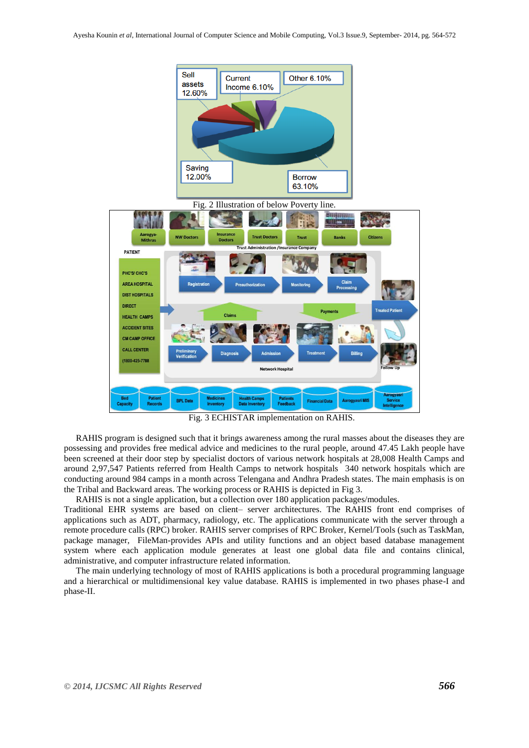Fig. 2 Illustration of below Poverty line.

Fig. 3 ECHISTAR implementation on RAHIS.

RAHIS program is designed such that it brings awareness among the rural masses about the diseases they are possessing and provides free medical advice and medicines to the rural people, around 47.45 Lakh people have been screened at their door step by specialist doctors of various network hospitals at 28,008 Health Camps and around 2,97,547 Patients referred from Health Camps to network hospitals 340 network hospitals which are conducting around 984 camps in a month across Telengana and Andhra Pradesh states. The main emphasis is on the Tribal and Backward areas. The working process or RAHIS is depicted in Fig 3.

RAHIS is not a single application, but a collection over 180 application packages/modules.

Traditional EHR systems are based on client– server architectures. The RAHIS front end comprises of applications such as ADT, pharmacy, radiology, etc. The applications communicate with the server through a remote procedure calls (RPC) broker. RAHIS server comprises of RPC Broker, Kernel/Tools (such as TaskMan, package manager, FileMan-provides APIs and utility functions and an object based database management system where each application module generates at least one global data file and contains clinical, administrative, and computer infrastructure related information.

The main underlying technology of most of RAHIS applications is both a procedural programming language and a hierarchical or multidimensional key value database. RAHIS is implemented in two phases phase-I and phase-II.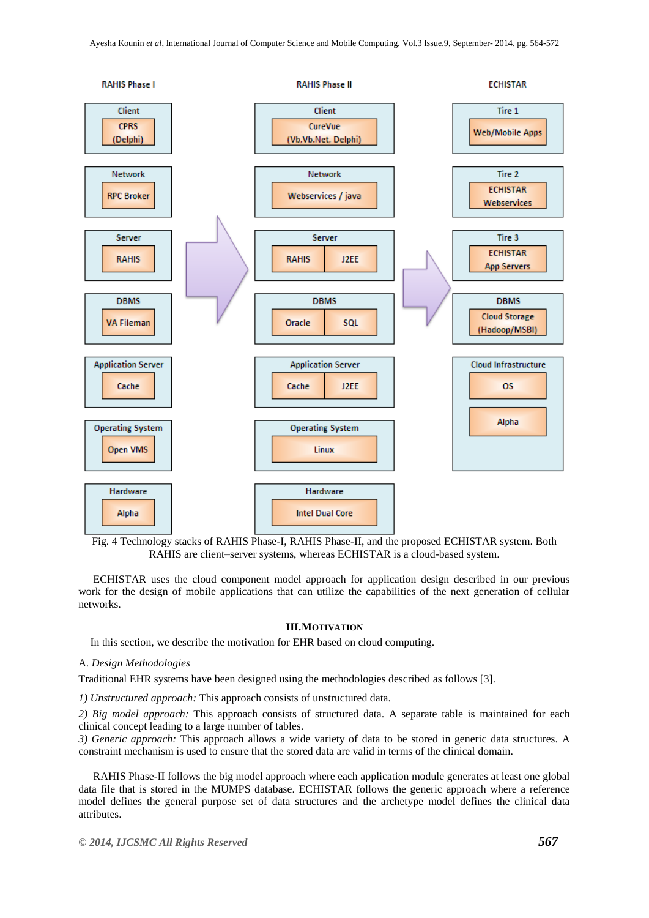| RAHIS Phase I | RAHIS Phase II | ECHISTAR |
|---|---|---|
| Client: CPRS (Delphi) | Client: CureVue (Vb,Vb.Net, Delphi) | Tire 1: Web/Mobile Apps |
| Network: RPC Broker | Network: Webservices / java | Tire 2: ECHISTAR Webservices |
| Server: RAHIS | Server: RAHIS, J2EE | Tire 3: ECHISTAR App Servers |
| DBMS: VA Fileman | DBMS: Oracle, SQL | DBMS: Cloud Storage (Hadoop/MSBI) |
| Application Server: Cache | Application Server: Cache, J2EE | Cloud Infrastructure: OS, Alpha |
| Operating System: Open VMS | Operating System: Linux | |
| Hardware: Alpha | Hardware: Intel Dual Core | |

Fig. 4 Technology stacks of RAHIS Phase-I, RAHIS Phase-II, and the proposed ECHISTAR system. Both RAHIS are client–server systems, whereas ECHISTAR is a cloud-based system.

ECHISTAR uses the cloud component model approach for application design described in our previous work for the design of mobile applications that can utilize the capabilities of the next generation of cellular networks.

## III. MOTIVATION

In this section, we describe the motivation for EHR based on cloud computing.

### A. *Design Methodologies*

Traditional EHR systems have been designed using the methodologies described as follows [3].

*1) Unstructured approach:* This approach consists of unstructured data.

*2) Big model approach:* This approach consists of structured data. A separate table is maintained for each clinical concept leading to a large number of tables.

*3) Generic approach:* This approach allows a wide variety of data to be stored in generic data structures. A constraint mechanism is used to ensure that the stored data are valid in terms of the clinical domain.

RAHIS Phase-II follows the big model approach where each application module generates at least one global data file that is stored in the MUMPS database. ECHISTAR follows the generic approach where a reference model defines the general purpose set of data structures and the archetype model defines the clinical data attributes.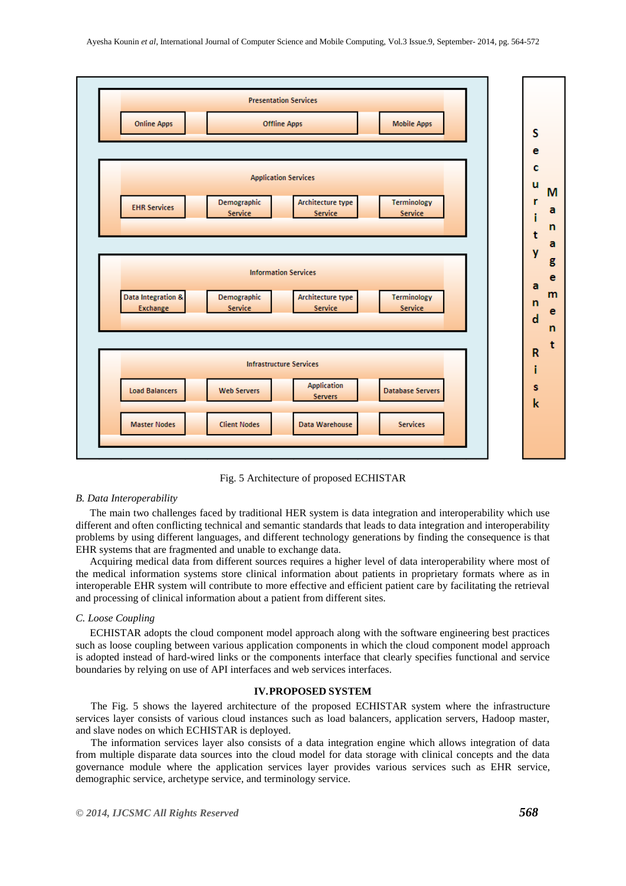Fig. 5 Architecture of proposed ECHISTAR

*B. Data Interoperability*

The main two challenges faced by traditional HER system is data integration and interoperability which use different and often conflicting technical and semantic standards that leads to data integration and interoperability problems by using different languages, and different technology generations by finding the consequence is that EHR systems that are fragmented and unable to exchange data.

Acquiring medical data from different sources requires a higher level of data interoperability where most of the medical information systems store clinical information about patients in proprietary formats where as in interoperable EHR system will contribute to more effective and efficient patient care by facilitating the retrieval and processing of clinical information about a patient from different sites.

*C. Loose Coupling*

ECHISTAR adopts the cloud component model approach along with the software engineering best practices such as loose coupling between various application components in which the cloud component model approach is adopted instead of hard-wired links or the components interface that clearly specifies functional and service boundaries by relying on use of API interfaces and web services interfaces.

## IV. PROPOSED SYSTEM

The Fig. 5 shows the layered architecture of the proposed ECHISTAR system where the infrastructure services layer consists of various cloud instances such as load balancers, application servers, Hadoop master, and slave nodes on which ECHISTAR is deployed.

The information services layer also consists of a data integration engine which allows integration of data from multiple disparate data sources into the cloud model for data storage with clinical concepts and the data governance module where the application services layer provides various services such as EHR service, demographic service, archetype service, and terminology service.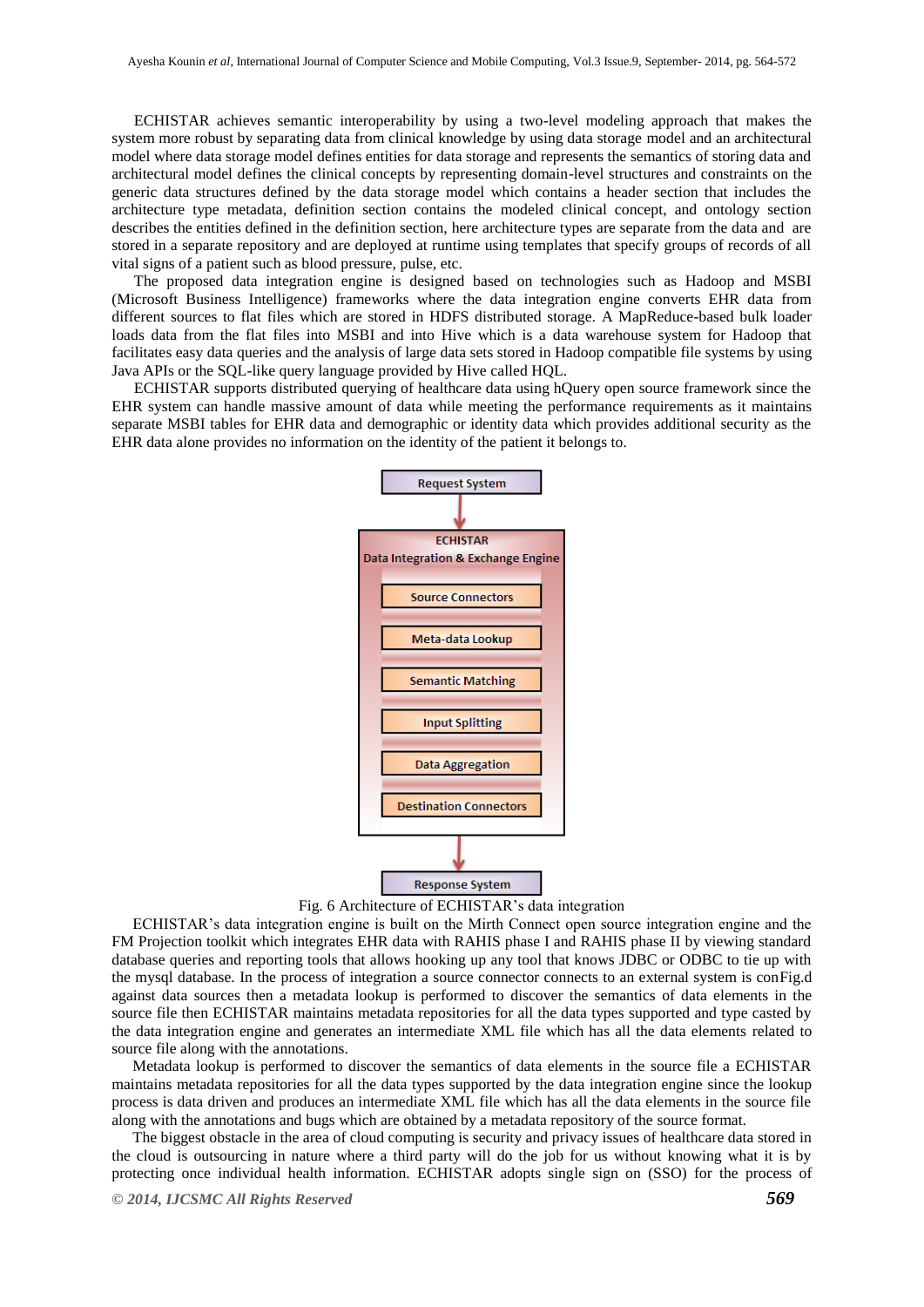ECHISTAR achieves semantic interoperability by using a two-level modeling approach that makes the system more robust by separating data from clinical knowledge by using data storage model and an architectural model where data storage model defines entities for data storage and represents the semantics of storing data and architectural model defines the clinical concepts by representing domain-level structures and constraints on the generic data structures defined by the data storage model which contains a header section that includes the architecture type metadata, definition section contains the modeled clinical concept, and ontology section describes the entities defined in the definition section, here architecture types are separate from the data and are stored in a separate repository and are deployed at runtime using templates that specify groups of records of all vital signs of a patient such as blood pressure, pulse, etc.

The proposed data integration engine is designed based on technologies such as Hadoop and MSBI (Microsoft Business Intelligence) frameworks where the data integration engine converts EHR data from different sources to flat files which are stored in HDFS distributed storage. A MapReduce-based bulk loader loads data from the flat files into MSBI and into Hive which is a data warehouse system for Hadoop that facilitates easy data queries and the analysis of large data sets stored in Hadoop compatible file systems by using Java APIs or the SQL-like query language provided by Hive called HQL.

ECHISTAR supports distributed querying of healthcare data using hQuery open source framework since the EHR system can handle massive amount of data while meeting the performance requirements as it maintains separate MSBI tables for EHR data and demographic or identity data which provides additional security as the EHR data alone provides no information on the identity of the patient it belongs to.

Request System

ECHISTAR
Data Integration & Exchange Engine

Source Connectors

Meta-data Lookup

Semantic Matching

Input Splitting

Data Aggregation

Destination Connectors

Response System

Fig. 6 Architecture of ECHISTAR's data integration

ECHISTAR's data integration engine is built on the Mirth Connect open source integration engine and the FM Projection toolkit which integrates EHR data with RAHIS phase I and RAHIS phase II by viewing standard database queries and reporting tools that allows hooking up any tool that knows JDBC or ODBC to tie up with the mysql database. In the process of integration a source connector connects to an external system is conFig.d against data sources then a metadata lookup is performed to discover the semantics of data elements in the source file then ECHISTAR maintains metadata repositories for all the data types supported and type casted by the data integration engine and generates an intermediate XML file which has all the data elements related to source file along with the annotations.

Metadata lookup is performed to discover the semantics of data elements in the source file a ECHISTAR maintains metadata repositories for all the data types supported by the data integration engine since the lookup process is data driven and produces an intermediate XML file which has all the data elements in the source file along with the annotations and bugs which are obtained by a metadata repository of the source format.

The biggest obstacle in the area of cloud computing is security and privacy issues of healthcare data stored in the cloud is outsourcing in nature where a third party will do the job for us without knowing what it is by protecting once individual health information. ECHISTAR adopts single sign on (SSO) for the process of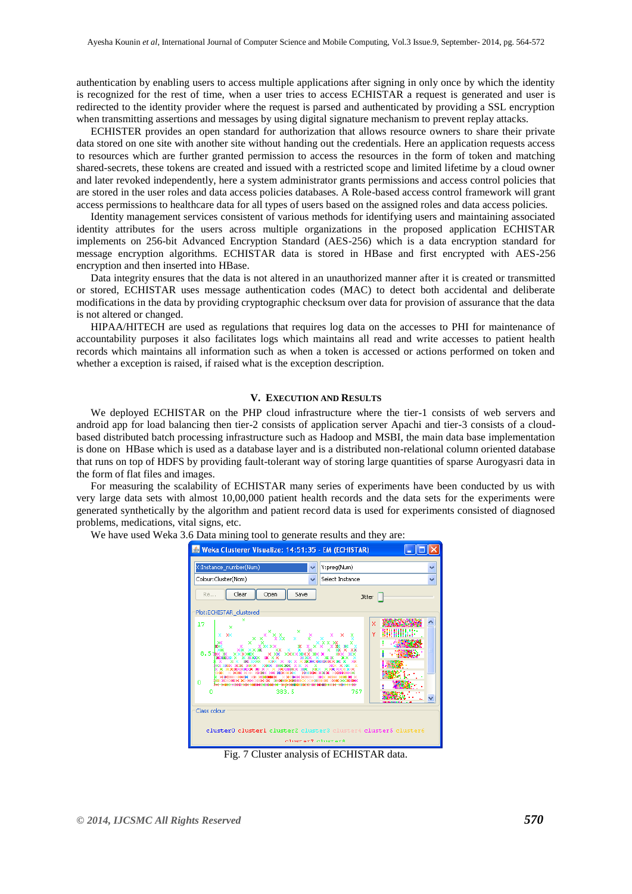authentication by enabling users to access multiple applications after signing in only once by which the identity is recognized for the rest of time, when a user tries to access ECHISTAR a request is generated and user is redirected to the identity provider where the request is parsed and authenticated by providing a SSL encryption when transmitting assertions and messages by using digital signature mechanism to prevent replay attacks.

ECHISTER provides an open standard for authorization that allows resource owners to share their private data stored on one site with another site without handing out the credentials. Here an application requests access to resources which are further granted permission to access the resources in the form of token and matching shared-secrets, these tokens are created and issued with a restricted scope and limited lifetime by a cloud owner and later revoked independently, here a system administrator grants permissions and access control policies that are stored in the user roles and data access policies databases. A Role-based access control framework will grant access permissions to healthcare data for all types of users based on the assigned roles and data access policies.

Identity management services consistent of various methods for identifying users and maintaining associated identity attributes for the users across multiple organizations in the proposed application ECHISTAR implements on 256-bit Advanced Encryption Standard (AES-256) which is a data encryption standard for message encryption algorithms. ECHISTAR data is stored in HBase and first encrypted with AES-256 encryption and then inserted into HBase.

Data integrity ensures that the data is not altered in an unauthorized manner after it is created or transmitted or stored, ECHISTAR uses message authentication codes (MAC) to detect both accidental and deliberate modifications in the data by providing cryptographic checksum over data for provision of assurance that the data is not altered or changed.

HIPAA/HITECH are used as regulations that requires log data on the accesses to PHI for maintenance of accountability purposes it also facilitates logs which maintains all read and write accesses to patient health records which maintains all information such as when a token is accessed or actions performed on token and whether a exception is raised, if raised what is the exception description.

## V. Execution and Results

We deployed ECHISTAR on the PHP cloud infrastructure where the tier-1 consists of web servers and android app for load balancing then tier-2 consists of application server Apachi and tier-3 consists of a cloud-based distributed batch processing infrastructure such as Hadoop and MSBI, the main data base implementation is done on HBase which is used as a database layer and is a distributed non-relational column oriented database that runs on top of HDFS by providing fault-tolerant way of storing large quantities of sparse Aurogyasri data in the form of flat files and images.

For measuring the scalability of ECHISTAR many series of experiments have been conducted by us with very large data sets with almost 10,00,000 patient health records and the data sets for the experiments were generated synthetically by the algorithm and patient record data is used for experiments consisted of diagnosed problems, medications, vital signs, etc.

We have used Weka 3.6 Data mining tool to generate results and they are:

Fig. 7 Cluster analysis of ECHISTAR data.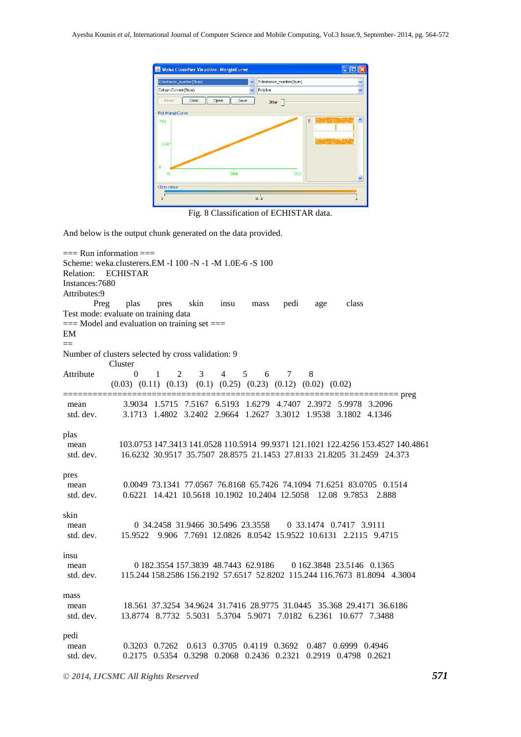Fig. 8 Classification of ECHISTAR data.

And below is the output chunk generated on the data provided.

```
=== Run information ===
Scheme: weka.clusterers.EM -I 100 -N -1 -M 1.0E-6 -S 100
Relation:     ECHISTAR
Instances:7680
Attributes:9
          Preg     plas     pres     skin     insu     mass     pedi     age     class
Test mode: evaluate on training data
=== Model and evaluation on training set ===
EM
==
Number of clusters selected by cross validation: 9
              Cluster
Attribute          0       1       2       3       4       5       6       7       8
              (0.03)  (0.11)  (0.13)  (0.1)  (0.25)  (0.23)  (0.12)  (0.02)  (0.02)
====================================================================== preg
 mean          3.9034  1.5715  7.5167  6.5193  1.6279  4.7407  2.3972  5.9978  3.2096
 std. dev.     3.1713  1.4802  3.2402  2.9664  1.2627  3.3012  1.9538  3.1802  4.1346

plas
 mean         103.0753 147.3413 141.0528 110.5914 99.9371 121.1021 122.4256 153.4527 140.4861
 std. dev.     16.6232  30.9517  35.7507  28.8575  21.1453  27.8133  21.8205  31.2459  24.373

pres
 mean          0.0049  73.1341  77.0567  76.8168  65.7426  74.1094  71.6251  83.0705  0.1514
 std. dev.     0.6221  14.421  10.5618  10.1902  10.2404  12.5058  12.08  9.7853  2.888

skin
 mean            0  34.2458  31.9466  30.5496  23.3558      0  33.1474  0.7417  3.9111
 std. dev.    15.9522  9.906  7.7691  12.0826  8.0542  15.9522  10.6131  2.2115  9.4715

insu
 mean            0  182.3554  157.3839  48.7443  62.9186      0  162.3848  23.5146  0.1365
 std. dev.    115.244  158.2586  156.2192  57.6517  52.8202  115.244  116.7673  81.8094  4.3004

mass
 mean          18.561  37.3254  34.9624  31.7416  28.9775  31.0445  35.368  29.4171  36.6186
 std. dev.    13.8774  8.7732  5.5031  5.3704  5.9071  7.0182  6.2361  10.677  7.3488

pedi
 mean          0.3203  0.7262  0.613  0.3705  0.4119  0.3692  0.487  0.6999  0.4946
 std. dev.     0.2175  0.5354  0.3298  0.2068  0.2436  0.2321  0.2919  0.4798  0.2621
```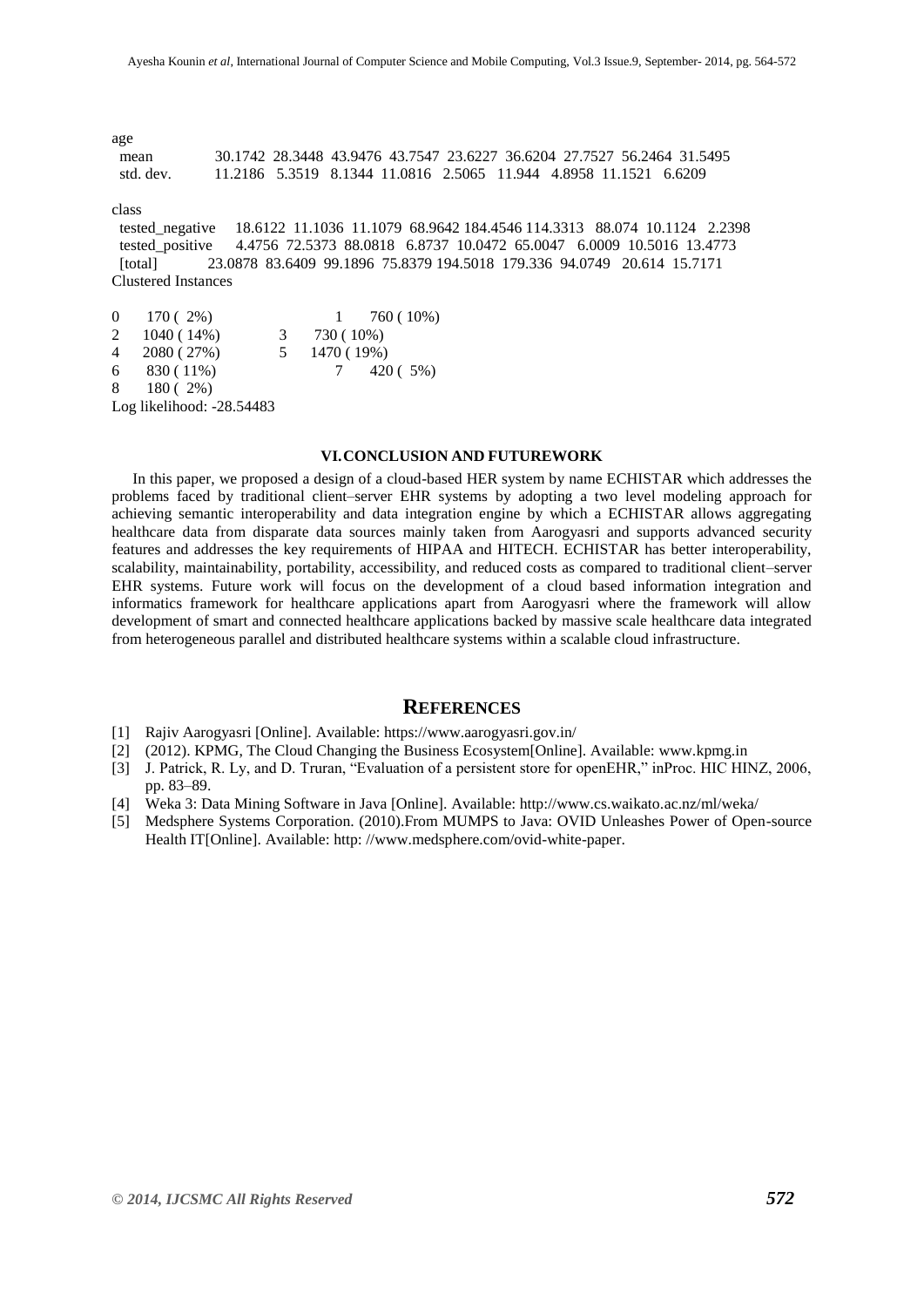```
age
  mean        30.1742  28.3448  43.9476  43.7547  23.6227  36.6204  27.7527  56.2464  31.5495
  std. dev.   11.2186   5.3519   8.1344  11.0816   2.5065  11.944    4.8958  11.1521   6.6209

class
  tested_negative   18.6122  11.1036  11.1079  68.9642  184.4546  114.3313  88.074   10.1124   2.2398
  tested_positive    4.4756  72.5373  88.0818   6.8737   10.0472   65.0047   6.0009  10.5016  13.4773
  [total]           23.0878  83.6409  99.1896  75.8379  194.5018  179.336   94.0749  20.614   15.7171
Clustered Instances

0      170 ( 2%)          1      760 ( 10%)
2     1040 ( 14%)         3      730 ( 10%)
4     2080 ( 27%)         5     1470 ( 19%)
6      830 ( 11%)         7      420 ( 5%)
8      180 ( 2%)
Log likelihood: -28.54483
```

## VI. CONCLUSION AND FUTUREWORK

In this paper, we proposed a design of a cloud-based HER system by name ECHISTAR which addresses the problems faced by traditional client–server EHR systems by adopting a two level modeling approach for achieving semantic interoperability and data integration engine by which a ECHISTAR allows aggregating healthcare data from disparate data sources mainly taken from Aarogyasri and supports advanced security features and addresses the key requirements of HIPAA and HITECH. ECHISTAR has better interoperability, scalability, maintainability, portability, accessibility, and reduced costs as compared to traditional client–server EHR systems. Future work will focus on the development of a cloud based information integration and informatics framework for healthcare applications apart from Aarogyasri where the framework will allow development of smart and connected healthcare applications backed by massive scale healthcare data integrated from heterogeneous parallel and distributed healthcare systems within a scalable cloud infrastructure.

## REFERENCES

[1] Rajiv Aarogyasri [Online]. Available: https://www.aarogyasri.gov.in/

[2] (2012). KPMG, The Cloud Changing the Business Ecosystem[Online]. Available: www.kpmg.in

[3] J. Patrick, R. Ly, and D. Truran, "Evaluation of a persistent store for openEHR," inProc. HIC HINZ, 2006, pp. 83–89.

[4] Weka 3: Data Mining Software in Java [Online]. Available: http://www.cs.waikato.ac.nz/ml/weka/

[5] Medsphere Systems Corporation. (2010).From MUMPS to Java: OVID Unleashes Power of Open-source Health IT[Online]. Available: http: //www.medsphere.com/ovid-white-paper.